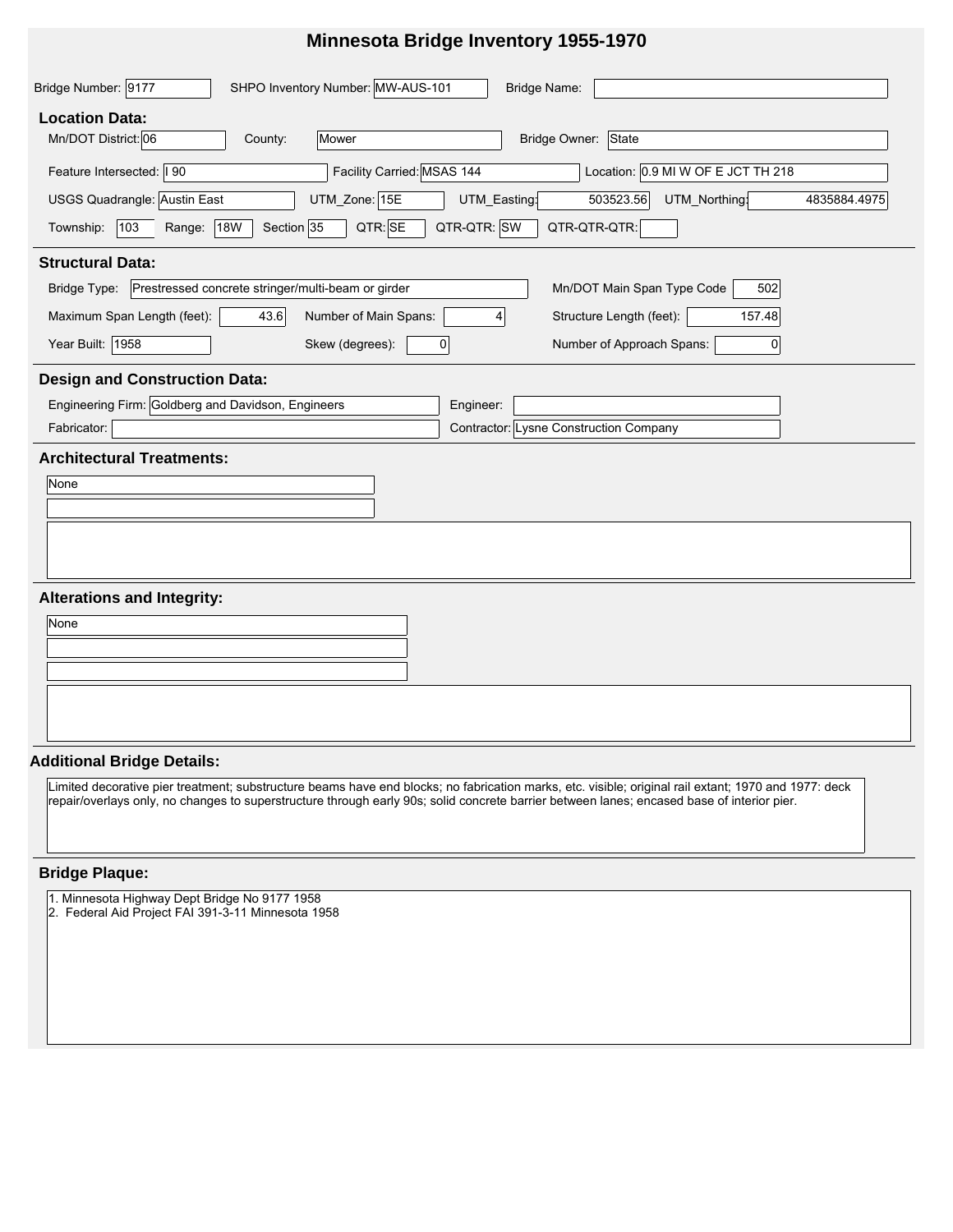# Minnesota Bridge Inventory 1955-1970

**Bridge Number:** 9177 **SHPO Inventory Number:** MW-AUS-101 **Bridge Name:**

## Location Data:

**Mn/DOT District:** 06 **County:** Mower **Bridge Owner:** State

**Feature Intersected:** I 90 **Facility Carried:** MSAS 144 **Location:** 0.9 MI W OF E JCT TH 218

**USGS Quadrangle:** Austin East **UTM_Zone:** 15E **UTM_Easting:** 503523.56 **UTM_Northing:** 4835884.4975

**Township:** 103 **Range:** 18W **Section** 35 **QTR:** SE **QTR-QTR:** SW **QTR-QTR-QTR:**

## Structural Data:

**Bridge Type:** Prestressed concrete stringer/multi-beam or girder **Mn/DOT Main Span Type Code** 502

**Maximum Span Length (feet):** 43.6 **Number of Main Spans:** 4 **Structure Length (feet):** 157.48

**Year Built:** 1958 **Skew (degrees):** 0 **Number of Approach Spans:** 0

## Design and Construction Data:

**Engineering Firm:** Goldberg and Davidson, Engineers **Engineer:**

**Fabricator:** **Contractor:** Lysne Construction Company

## Architectural Treatments:

None

## Alterations and Integrity:

None

## Additional Bridge Details:

Limited decorative pier treatment; substructure beams have end blocks; no fabrication marks, etc. visible; original rail extant; 1970 and 1977: deck repair/overlays only, no changes to superstructure through early 90s; solid concrete barrier between lanes; encased base of interior pier.

## Bridge Plaque:

1. Minnesota Highway Dept Bridge No 9177 1958
2. Federal Aid Project FAI 391-3-11 Minnesota 1958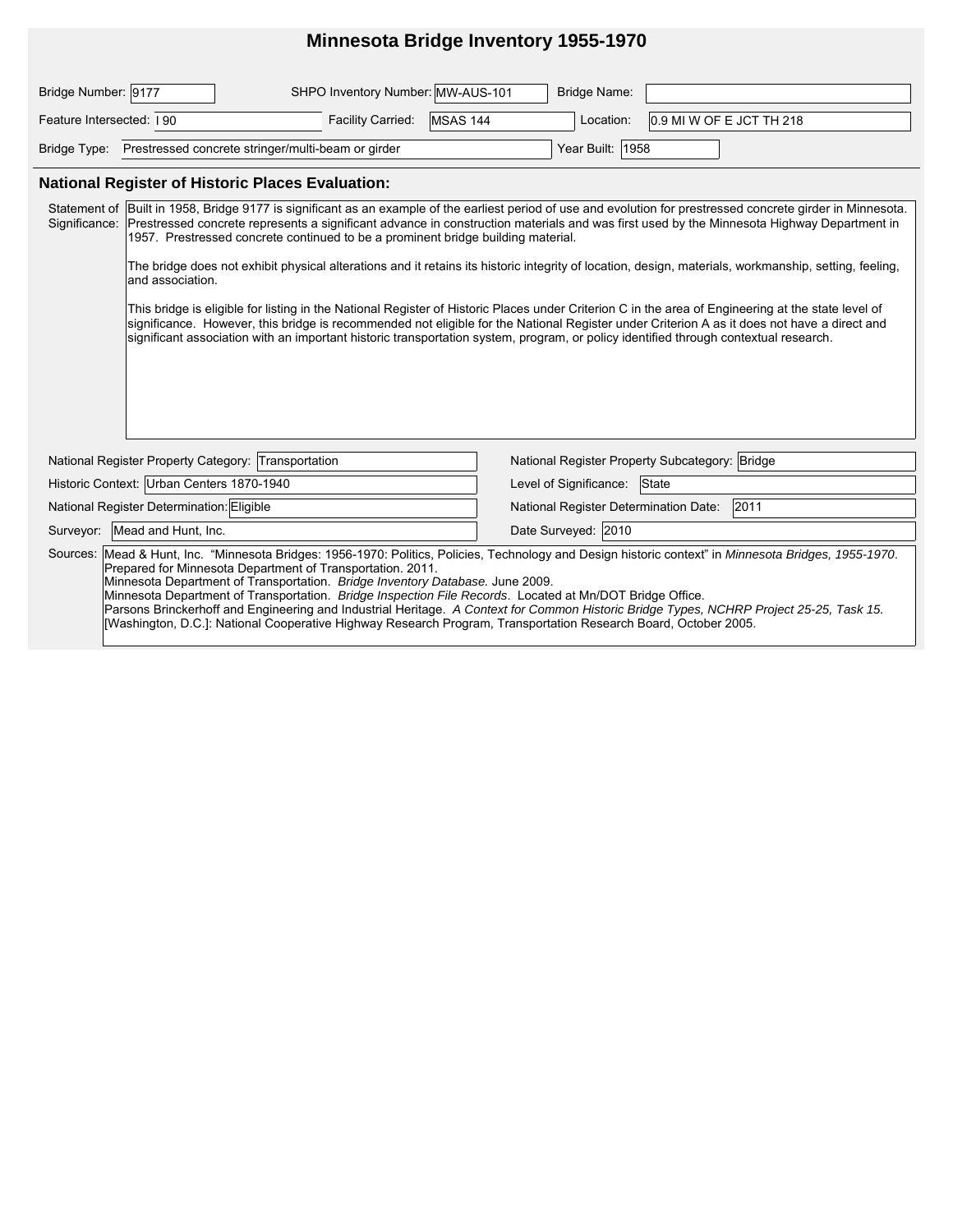# Minnesota Bridge Inventory 1955-1970

**Bridge Number:** 9177 | **SHPO Inventory Number:** MW-AUS-101 | **Bridge Name:**

**Feature Intersected:** I 90 | **Facility Carried:** MSAS 144 | **Location:** 0.9 MI W OF E JCT TH 218

**Bridge Type:** Prestressed concrete stringer/multi-beam or girder | **Year Built:** 1958

## National Register of Historic Places Evaluation:

**Statement of Significance:**

Built in 1958, Bridge 9177 is significant as an example of the earliest period of use and evolution for prestressed concrete girder in Minnesota. Prestressed concrete represents a significant advance in construction materials and was first used by the Minnesota Highway Department in 1957. Prestressed concrete continued to be a prominent bridge building material.

The bridge does not exhibit physical alterations and it retains its historic integrity of location, design, materials, workmanship, setting, feeling, and association.

This bridge is eligible for listing in the National Register of Historic Places under Criterion C in the area of Engineering at the state level of significance. However, this bridge is recommended not eligible for the National Register under Criterion A as it does not have a direct and significant association with an important historic transportation system, program, or policy identified through contextual research.

**National Register Property Category:** Transportation | **National Register Property Subcategory:** Bridge

**Historic Context:** Urban Centers 1870-1940 | **Level of Significance:** State

**National Register Determination:** Eligible | **National Register Determination Date:** 2011

**Surveyor:** Mead and Hunt, Inc. | **Date Surveyed:** 2010

**Sources:**

Mead & Hunt, Inc. "Minnesota Bridges: 1956-1970: Politics, Policies, Technology and Design historic context" in *Minnesota Bridges, 1955-1970*. Prepared for Minnesota Department of Transportation. 2011.
Minnesota Department of Transportation. *Bridge Inventory Database.* June 2009.
Minnesota Department of Transportation. *Bridge Inspection File Records*. Located at Mn/DOT Bridge Office.
Parsons Brinckerhoff and Engineering and Industrial Heritage. *A Context for Common Historic Bridge Types, NCHRP Project 25-25, Task 15.* [Washington, D.C.]: National Cooperative Highway Research Program, Transportation Research Board, October 2005.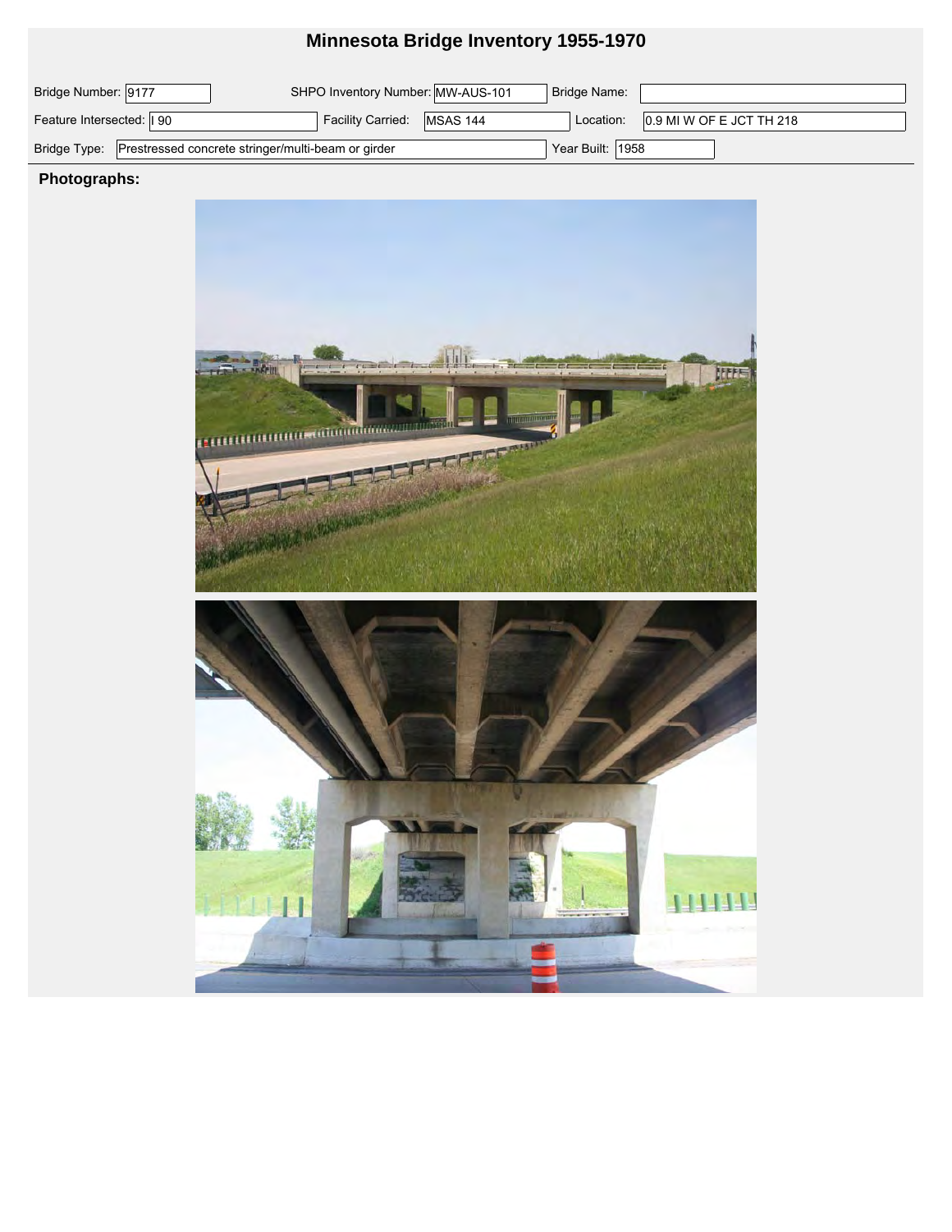# Minnesota Bridge Inventory 1955-1970

Bridge Number: 9177

SHPO Inventory Number: MW-AUS-101

Bridge Name:

Feature Intersected: I 90

Facility Carried: MSAS 144

Location: 0.9 MI W OF E JCT TH 218

Bridge Type: Prestressed concrete stringer/multi-beam or girder

Year Built: 1958

## Photographs: